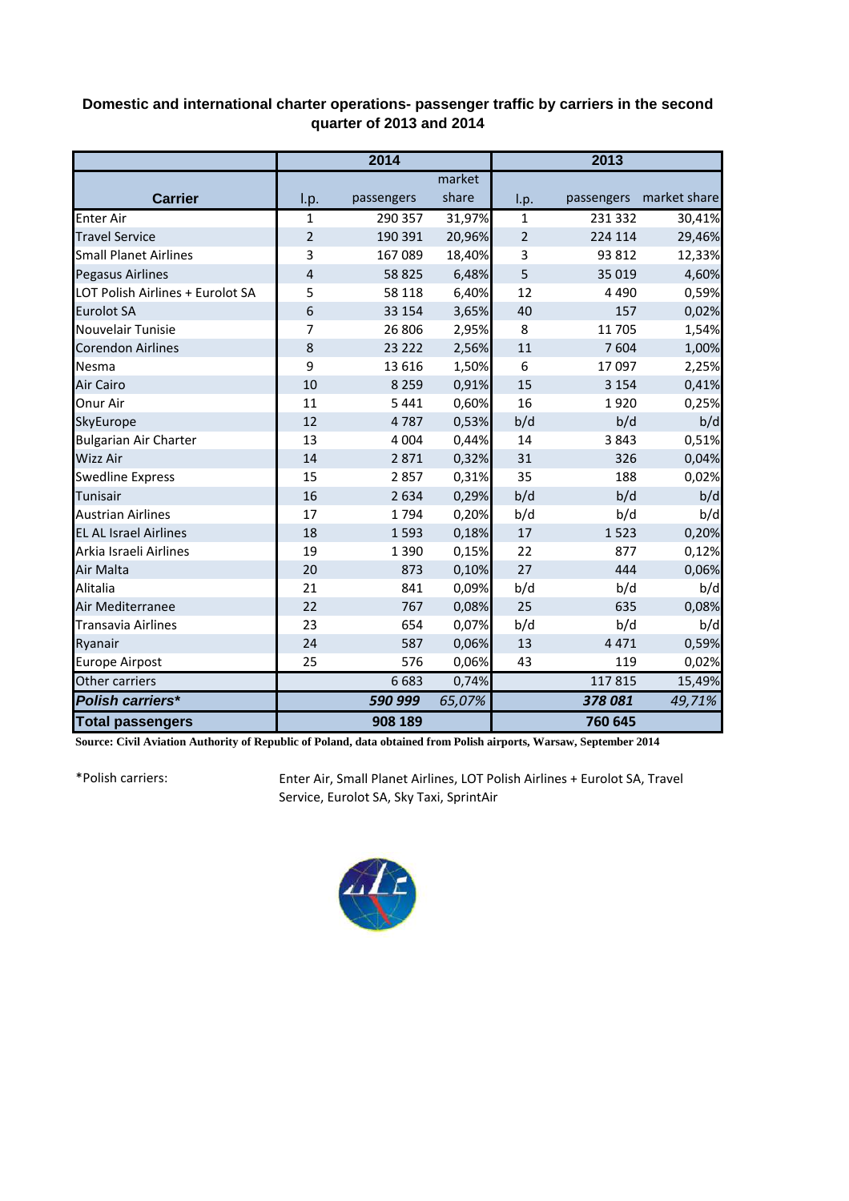## Domestic and international charter operations- passenger traffic by carriers in the second quarter of 2013 and 2014

| Carrier | 2014 | | | 2013 | | |
|---|---|---|---|---|---|---|
| | l.p. | passengers | market share | l.p. | passengers | market share |
| Enter Air | 1 | 290 357 | 31,97% | 1 | 231 332 | 30,41% |
| Travel Service | 2 | 190 391 | 20,96% | 2 | 224 114 | 29,46% |
| Small Planet Airlines | 3 | 167 089 | 18,40% | 3 | 93 812 | 12,33% |
| Pegasus Airlines | 4 | 58 825 | 6,48% | 5 | 35 019 | 4,60% |
| LOT Polish Airlines + Eurolot SA | 5 | 58 118 | 6,40% | 12 | 4 490 | 0,59% |
| Eurolot SA | 6 | 33 154 | 3,65% | 40 | 157 | 0,02% |
| Nouvelair Tunisie | 7 | 26 806 | 2,95% | 8 | 11 705 | 1,54% |
| Corendon Airlines | 8 | 23 222 | 2,56% | 11 | 7 604 | 1,00% |
| Nesma | 9 | 13 616 | 1,50% | 6 | 17 097 | 2,25% |
| Air Cairo | 10 | 8 259 | 0,91% | 15 | 3 154 | 0,41% |
| Onur Air | 11 | 5 441 | 0,60% | 16 | 1 920 | 0,25% |
| SkyEurope | 12 | 4 787 | 0,53% | b/d | b/d | b/d |
| Bulgarian Air Charter | 13 | 4 004 | 0,44% | 14 | 3 843 | 0,51% |
| Wizz Air | 14 | 2 871 | 0,32% | 31 | 326 | 0,04% |
| Swedline Express | 15 | 2 857 | 0,31% | 35 | 188 | 0,02% |
| Tunisair | 16 | 2 634 | 0,29% | b/d | b/d | b/d |
| Austrian Airlines | 17 | 1 794 | 0,20% | b/d | b/d | b/d |
| EL AL Israel Airlines | 18 | 1 593 | 0,18% | 17 | 1 523 | 0,20% |
| Arkia Israeli Airlines | 19 | 1 390 | 0,15% | 22 | 877 | 0,12% |
| Air Malta | 20 | 873 | 0,10% | 27 | 444 | 0,06% |
| Alitalia | 21 | 841 | 0,09% | b/d | b/d | b/d |
| Air Mediterranee | 22 | 767 | 0,08% | 25 | 635 | 0,08% |
| Transavia Airlines | 23 | 654 | 0,07% | b/d | b/d | b/d |
| Ryanair | 24 | 587 | 0,06% | 13 | 4 471 | 0,59% |
| Europe Airpost | 25 | 576 | 0,06% | 43 | 119 | 0,02% |
| Other carriers | | 6 683 | 0,74% | | 117 815 | 15,49% |
| ***Polish carriers**** | | ***590 999*** | *65,07%* | | ***378 081*** | *49,71%* |
| **Total passengers** | | **908 189** | | | **760 645** | |

**Source: Civil Aviation Authority of Republic of Poland, data obtained from Polish airports, Warsaw, September 2014**

*Polish carriers: Enter Air, Small Planet Airlines, LOT Polish Airlines + Eurolot SA, Travel Service, Eurolot SA, Sky Taxi, SprintAir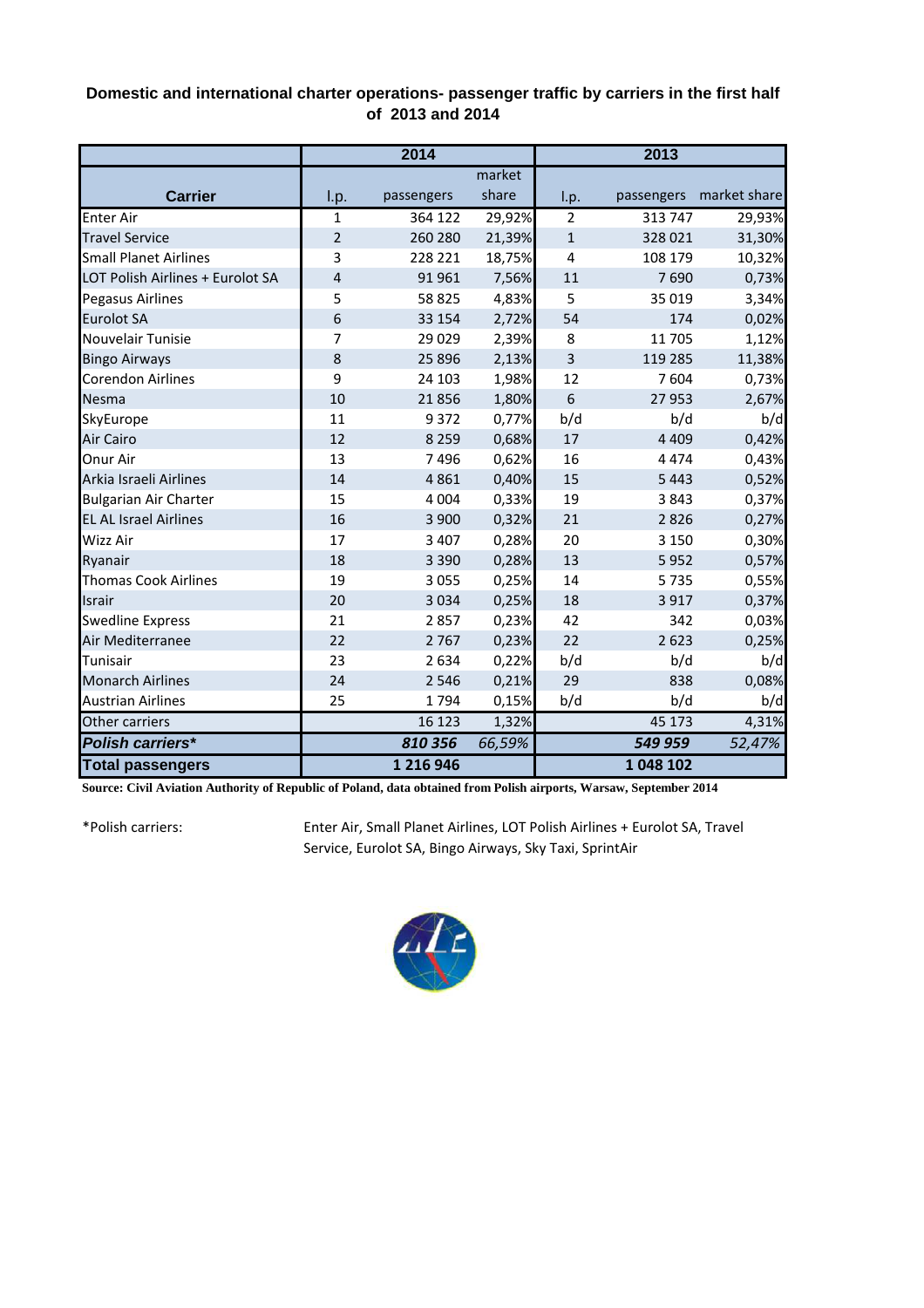## Domestic and international charter operations- passenger traffic by carriers in the first half of 2013 and 2014

| Carrier | 2014 | | | 2013 | | |
|---|---|---|---|---|---|---|
| | l.p. | passengers | market share | l.p. | passengers | market share |
| Enter Air | 1 | 364 122 | 29,92% | 2 | 313 747 | 29,93% |
| Travel Service | 2 | 260 280 | 21,39% | 1 | 328 021 | 31,30% |
| Small Planet Airlines | 3 | 228 221 | 18,75% | 4 | 108 179 | 10,32% |
| LOT Polish Airlines + Eurolot SA | 4 | 91 961 | 7,56% | 11 | 7 690 | 0,73% |
| Pegasus Airlines | 5 | 58 825 | 4,83% | 5 | 35 019 | 3,34% |
| Eurolot SA | 6 | 33 154 | 2,72% | 54 | 174 | 0,02% |
| Nouvelair Tunisie | 7 | 29 029 | 2,39% | 8 | 11 705 | 1,12% |
| Bingo Airways | 8 | 25 896 | 2,13% | 3 | 119 285 | 11,38% |
| Corendon Airlines | 9 | 24 103 | 1,98% | 12 | 7 604 | 0,73% |
| Nesma | 10 | 21 856 | 1,80% | 6 | 27 953 | 2,67% |
| SkyEurope | 11 | 9 372 | 0,77% | b/d | b/d | b/d |
| Air Cairo | 12 | 8 259 | 0,68% | 17 | 4 409 | 0,42% |
| Onur Air | 13 | 7 496 | 0,62% | 16 | 4 474 | 0,43% |
| Arkia Israeli Airlines | 14 | 4 861 | 0,40% | 15 | 5 443 | 0,52% |
| Bulgarian Air Charter | 15 | 4 004 | 0,33% | 19 | 3 843 | 0,37% |
| EL AL Israel Airlines | 16 | 3 900 | 0,32% | 21 | 2 826 | 0,27% |
| Wizz Air | 17 | 3 407 | 0,28% | 20 | 3 150 | 0,30% |
| Ryanair | 18 | 3 390 | 0,28% | 13 | 5 952 | 0,57% |
| Thomas Cook Airlines | 19 | 3 055 | 0,25% | 14 | 5 735 | 0,55% |
| Israir | 20 | 3 034 | 0,25% | 18 | 3 917 | 0,37% |
| Swedline Express | 21 | 2 857 | 0,23% | 42 | 342 | 0,03% |
| Air Mediterranee | 22 | 2 767 | 0,23% | 22 | 2 623 | 0,25% |
| Tunisair | 23 | 2 634 | 0,22% | b/d | b/d | b/d |
| Monarch Airlines | 24 | 2 546 | 0,21% | 29 | 838 | 0,08% |
| Austrian Airlines | 25 | 1 794 | 0,15% | b/d | b/d | b/d |
| Other carriers | | 16 123 | 1,32% | | 45 173 | 4,31% |
| ***Polish carriers**** | | ***810 356*** | *66,59%* | | ***549 959*** | *52,47%* |
| **Total passengers** | | **1 216 946** | | | **1 048 102** | |

**Source: Civil Aviation Authority of Republic of Poland, data obtained from Polish airports, Warsaw, September 2014**

*Polish carriers: Enter Air, Small Planet Airlines, LOT Polish Airlines + Eurolot SA, Travel Service, Eurolot SA, Bingo Airways, Sky Taxi, SprintAir